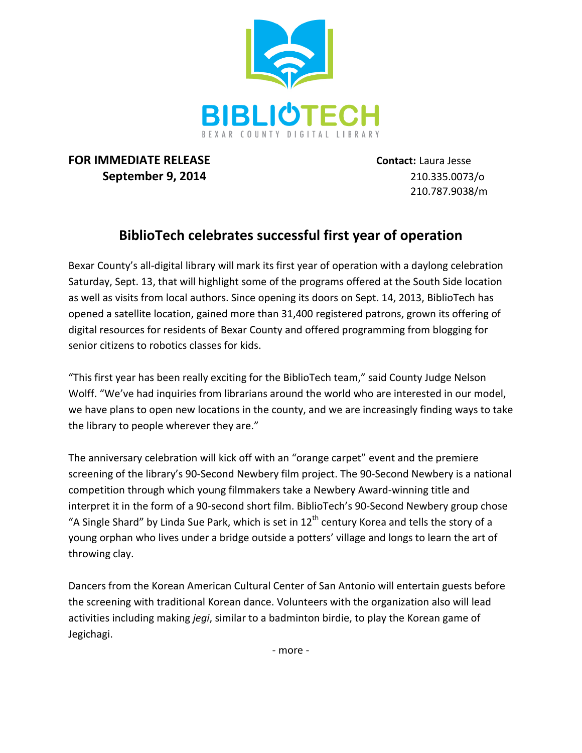BIBLIOTECH
BEXAR COUNTY DIGITAL LIBRARY

**FOR IMMEDIATE RELEASE**
**September 9, 2014**

**Contact:** Laura Jesse
210.335.0073/o
210.787.9038/m

## BiblioTech celebrates successful first year of operation

Bexar County's all-digital library will mark its first year of operation with a daylong celebration Saturday, Sept. 13, that will highlight some of the programs offered at the South Side location as well as visits from local authors. Since opening its doors on Sept. 14, 2013, BiblioTech has opened a satellite location, gained more than 31,400 registered patrons, grown its offering of digital resources for residents of Bexar County and offered programming from blogging for senior citizens to robotics classes for kids.

"This first year has been really exciting for the BiblioTech team," said County Judge Nelson Wolff. "We've had inquiries from librarians around the world who are interested in our model, we have plans to open new locations in the county, and we are increasingly finding ways to take the library to people wherever they are."

The anniversary celebration will kick off with an "orange carpet" event and the premiere screening of the library's 90-Second Newbery film project. The 90-Second Newbery is a national competition through which young filmmakers take a Newbery Award-winning title and interpret it in the form of a 90-second short film. BiblioTech's 90-Second Newbery group chose "A Single Shard" by Linda Sue Park, which is set in 12th century Korea and tells the story of a young orphan who lives under a bridge outside a potters' village and longs to learn the art of throwing clay.

Dancers from the Korean American Cultural Center of San Antonio will entertain guests before the screening with traditional Korean dance. Volunteers with the organization also will lead activities including making *jegi*, similar to a badminton birdie, to play the Korean game of Jegichagi.

- more -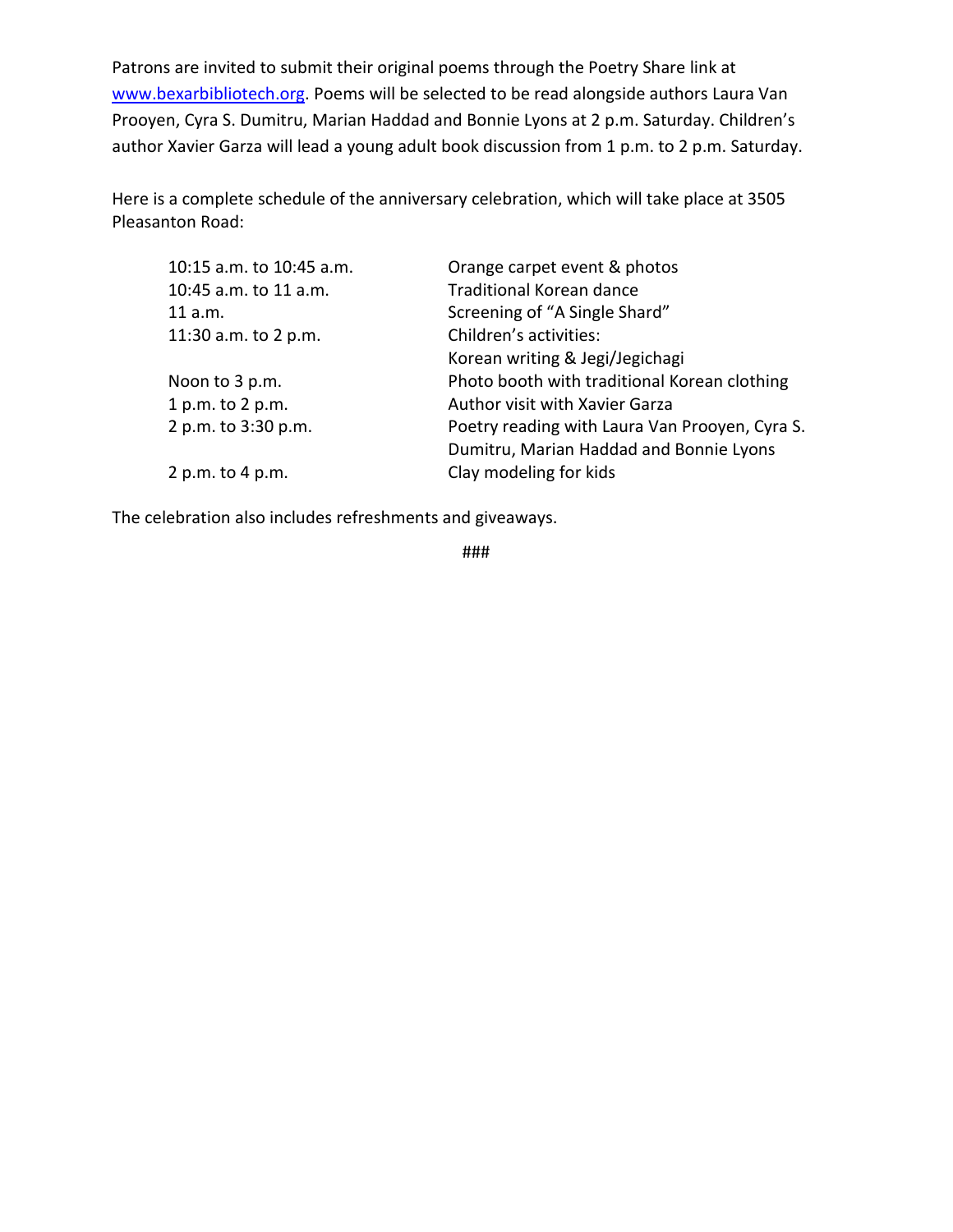Patrons are invited to submit their original poems through the Poetry Share link at www.bexarbibliotech.org. Poems will be selected to be read alongside authors Laura Van Prooyen, Cyra S. Dumitru, Marian Haddad and Bonnie Lyons at 2 p.m. Saturday. Children's author Xavier Garza will lead a young adult book discussion from 1 p.m. to 2 p.m. Saturday.

Here is a complete schedule of the anniversary celebration, which will take place at 3505 Pleasanton Road:

| | |
|---|---|
| 10:15 a.m. to 10:45 a.m. | Orange carpet event & photos |
| 10:45 a.m. to 11 a.m. | Traditional Korean dance |
| 11 a.m. | Screening of "A Single Shard" |
| 11:30 a.m. to 2 p.m. | Children's activities: Korean writing & Jegi/Jegichagi |
| Noon to 3 p.m. | Photo booth with traditional Korean clothing |
| 1 p.m. to 2 p.m. | Author visit with Xavier Garza |
| 2 p.m. to 3:30 p.m. | Poetry reading with Laura Van Prooyen, Cyra S. Dumitru, Marian Haddad and Bonnie Lyons |
| 2 p.m. to 4 p.m. | Clay modeling for kids |

The celebration also includes refreshments and giveaways.

###